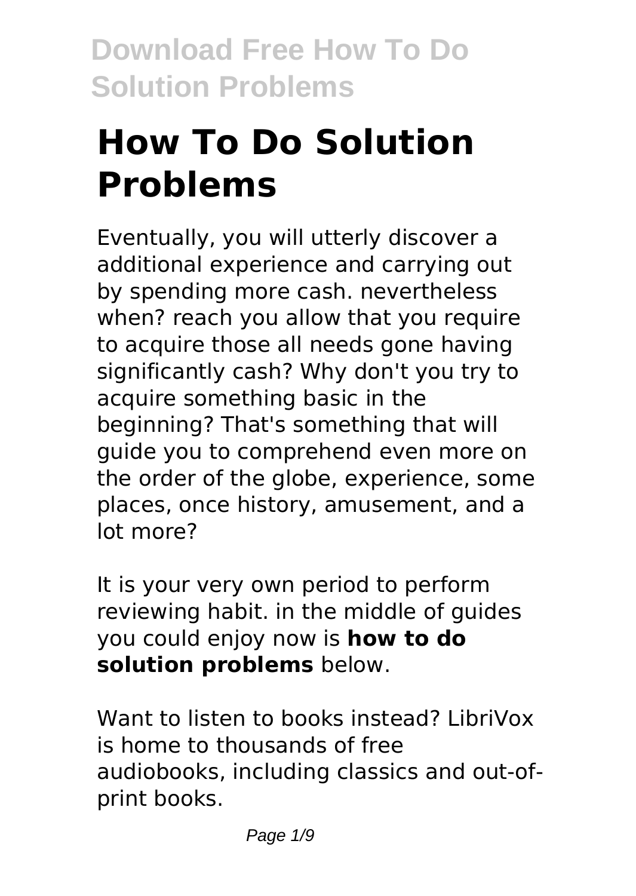# How To Do Solution Problems

Eventually, you will utterly discover a additional experience and carrying out by spending more cash. nevertheless when? reach you allow that you require to acquire those all needs gone having significantly cash? Why don't you try to acquire something basic in the beginning? That's something that will guide you to comprehend even more on the order of the globe, experience, some places, once history, amusement, and a lot more?

It is your very own period to perform reviewing habit. in the middle of guides you could enjoy now is **how to do solution problems** below.

Want to listen to books instead? LibriVox is home to thousands of free audiobooks, including classics and out-of-print books.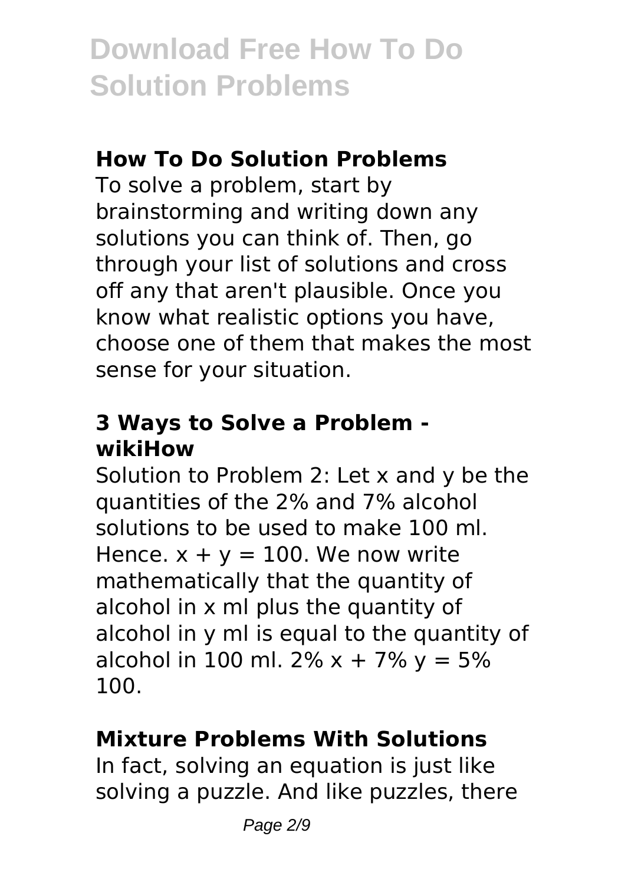## How To Do Solution Problems

To solve a problem, start by brainstorming and writing down any solutions you can think of. Then, go through your list of solutions and cross off any that aren't plausible. Once you know what realistic options you have, choose one of them that makes the most sense for your situation.

## 3 Ways to Solve a Problem - wikiHow

Solution to Problem 2: Let x and y be the quantities of the 2% and 7% alcohol solutions to be used to make 100 ml. Hence. $x + y = 100$. We now write mathematically that the quantity of alcohol in x ml plus the quantity of alcohol in y ml is equal to the quantity of alcohol in 100 ml. $2\% \, x + 7\% \, y = 5\% \, 100$.

## Mixture Problems With Solutions

In fact, solving an equation is just like solving a puzzle. And like puzzles, there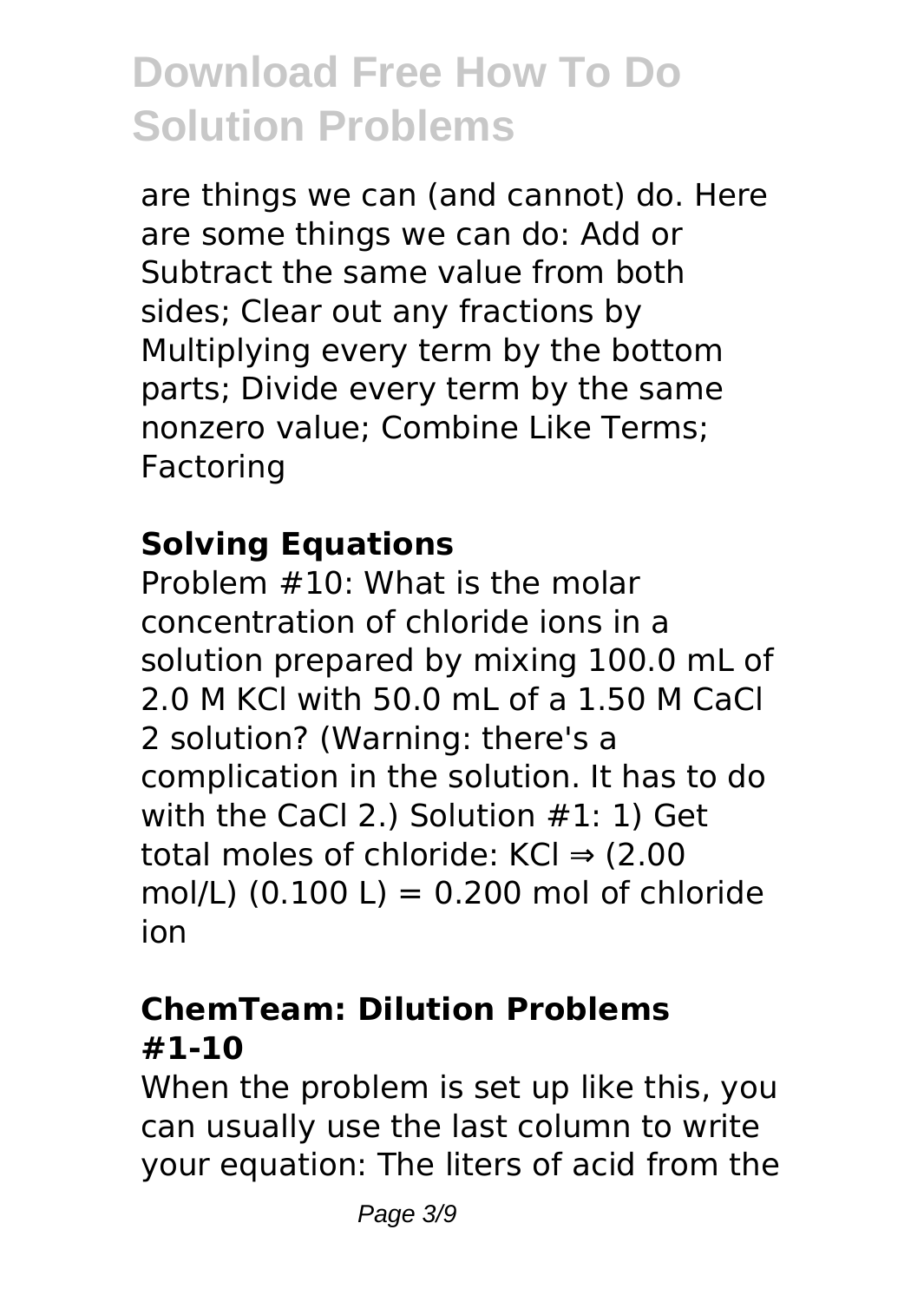are things we can (and cannot) do. Here are some things we can do: Add or Subtract the same value from both sides; Clear out any fractions by Multiplying every term by the bottom parts; Divide every term by the same nonzero value; Combine Like Terms; Factoring

### Solving Equations

Problem #10: What is the molar concentration of chloride ions in a solution prepared by mixing 100.0 mL of 2.0 M KCl with 50.0 mL of a 1.50 M $CaCl_2$ solution? (Warning: there's a complication in the solution. It has to do with the $CaCl_2$.) Solution #1: 1) Get total moles of chloride: KCl ⇒ (2.00 mol/L) (0.100 L) = 0.200 mol of chloride ion

### ChemTeam: Dilution Problems #1-10

When the problem is set up like this, you can usually use the last column to write your equation: The liters of acid from the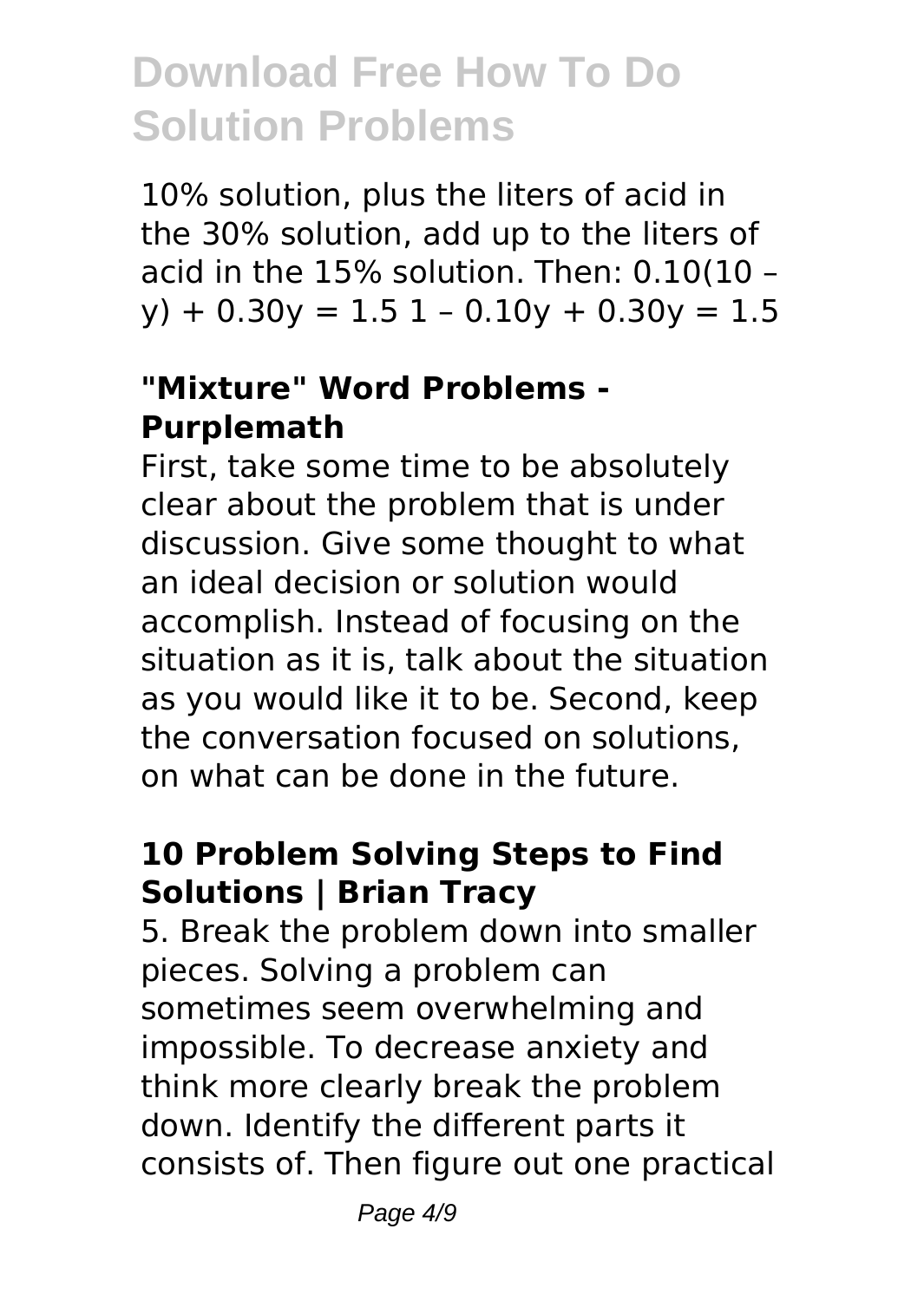10% solution, plus the liters of acid in the 30% solution, add up to the liters of acid in the 15% solution. Then: $0.10(10 - y) + 0.30y = 1.5$ $1 - 0.10y + 0.30y = 1.5$

### "Mixture" Word Problems - Purplemath

First, take some time to be absolutely clear about the problem that is under discussion. Give some thought to what an ideal decision or solution would accomplish. Instead of focusing on the situation as it is, talk about the situation as you would like it to be. Second, keep the conversation focused on solutions, on what can be done in the future.

### 10 Problem Solving Steps to Find Solutions | Brian Tracy

5. Break the problem down into smaller pieces. Solving a problem can sometimes seem overwhelming and impossible. To decrease anxiety and think more clearly break the problem down. Identify the different parts it consists of. Then figure out one practical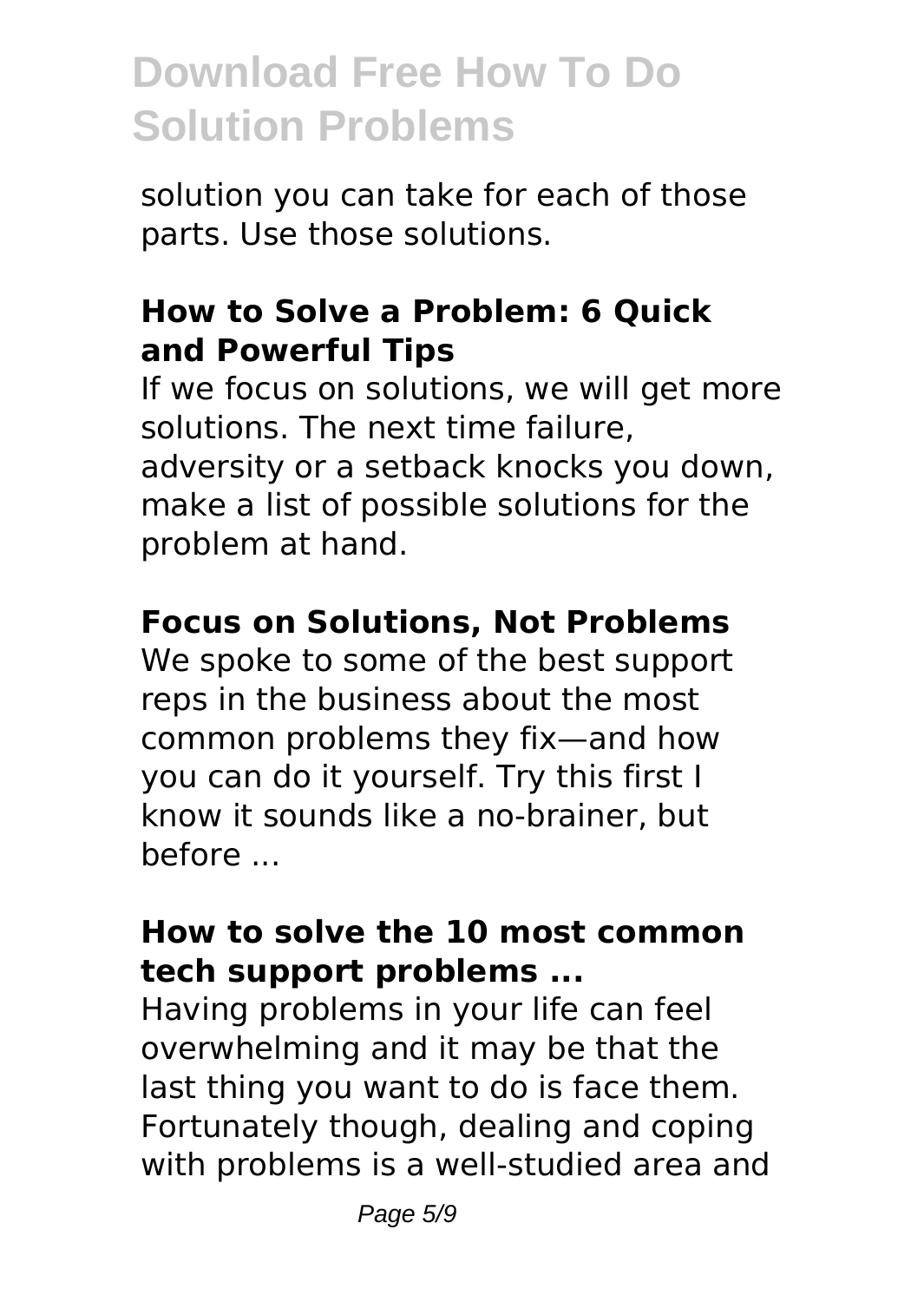solution you can take for each of those parts. Use those solutions.

### How to Solve a Problem: 6 Quick and Powerful Tips

If we focus on solutions, we will get more solutions. The next time failure, adversity or a setback knocks you down, make a list of possible solutions for the problem at hand.

### Focus on Solutions, Not Problems

We spoke to some of the best support reps in the business about the most common problems they fix—and how you can do it yourself. Try this first I know it sounds like a no-brainer, but before ...

### How to solve the 10 most common tech support problems ...

Having problems in your life can feel overwhelming and it may be that the last thing you want to do is face them. Fortunately though, dealing and coping with problems is a well-studied area and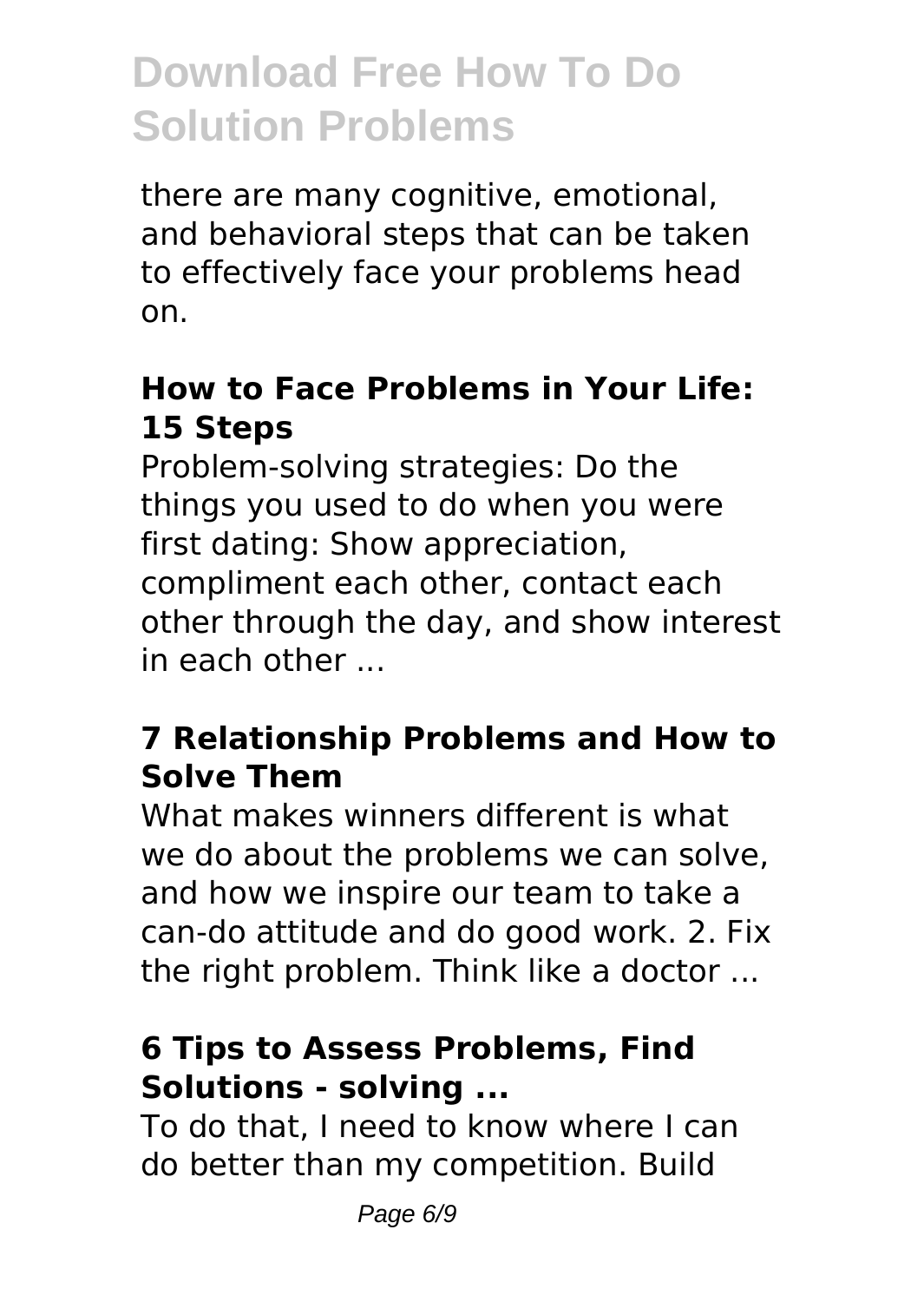there are many cognitive, emotional, and behavioral steps that can be taken to effectively face your problems head on.

### How to Face Problems in Your Life: 15 Steps

Problem-solving strategies: Do the things you used to do when you were first dating: Show appreciation, compliment each other, contact each other through the day, and show interest in each other ...

### 7 Relationship Problems and How to Solve Them

What makes winners different is what we do about the problems we can solve, and how we inspire our team to take a can-do attitude and do good work. 2. Fix the right problem. Think like a doctor ...

### 6 Tips to Assess Problems, Find Solutions - solving ...

To do that, I need to know where I can do better than my competition. Build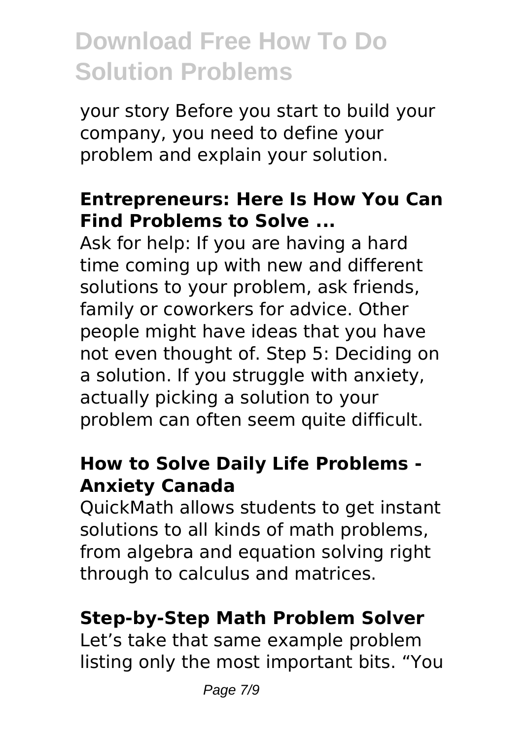your story Before you start to build your company, you need to define your problem and explain your solution.

**Entrepreneurs: Here Is How You Can Find Problems to Solve ...**

Ask for help: If you are having a hard time coming up with new and different solutions to your problem, ask friends, family or coworkers for advice. Other people might have ideas that you have not even thought of. Step 5: Deciding on a solution. If you struggle with anxiety, actually picking a solution to your problem can often seem quite difficult.

**How to Solve Daily Life Problems - Anxiety Canada**

QuickMath allows students to get instant solutions to all kinds of math problems, from algebra and equation solving right through to calculus and matrices.

**Step-by-Step Math Problem Solver**

Let's take that same example problem listing only the most important bits. "You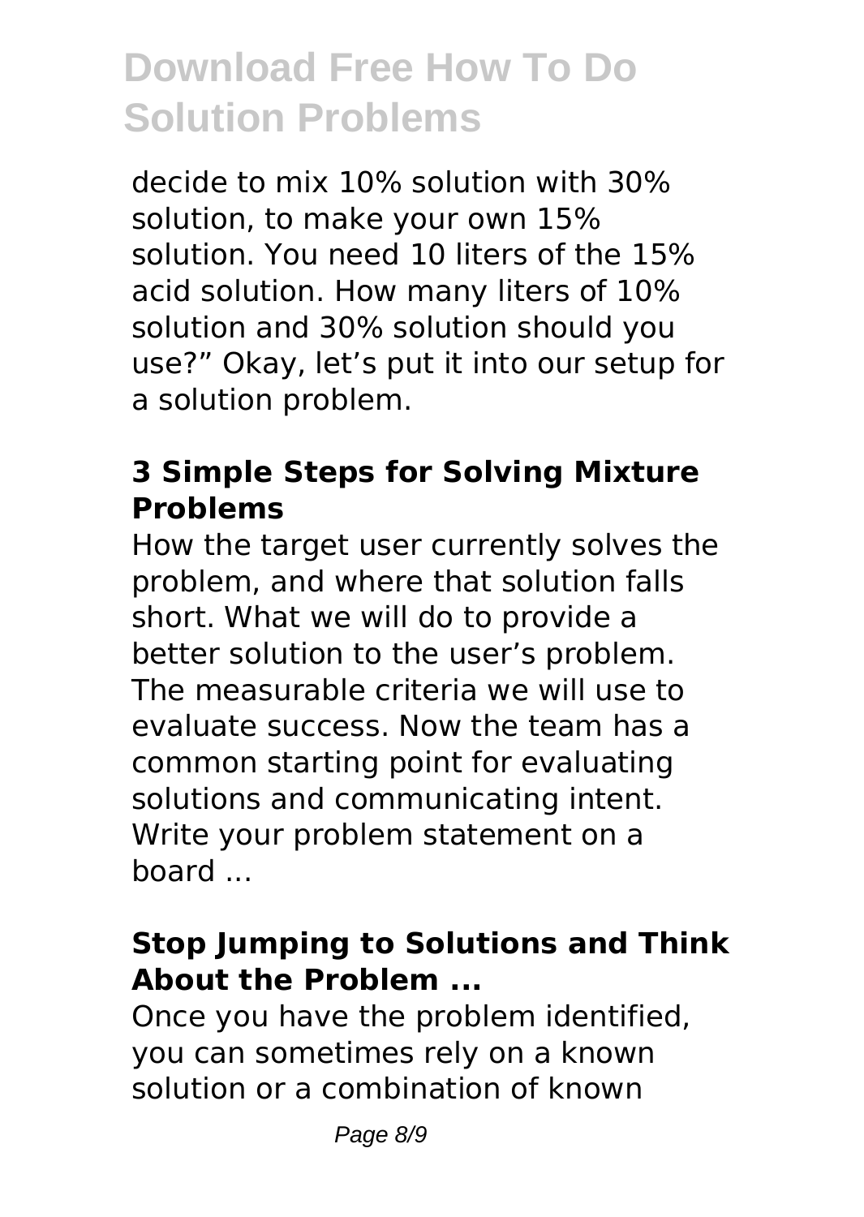decide to mix 10% solution with 30% solution, to make your own 15% solution. You need 10 liters of the 15% acid solution. How many liters of 10% solution and 30% solution should you use?" Okay, let's put it into our setup for a solution problem.

### 3 Simple Steps for Solving Mixture Problems

How the target user currently solves the problem, and where that solution falls short. What we will do to provide a better solution to the user's problem. The measurable criteria we will use to evaluate success. Now the team has a common starting point for evaluating solutions and communicating intent. Write your problem statement on a board ...

### Stop Jumping to Solutions and Think About the Problem ...

Once you have the problem identified, you can sometimes rely on a known solution or a combination of known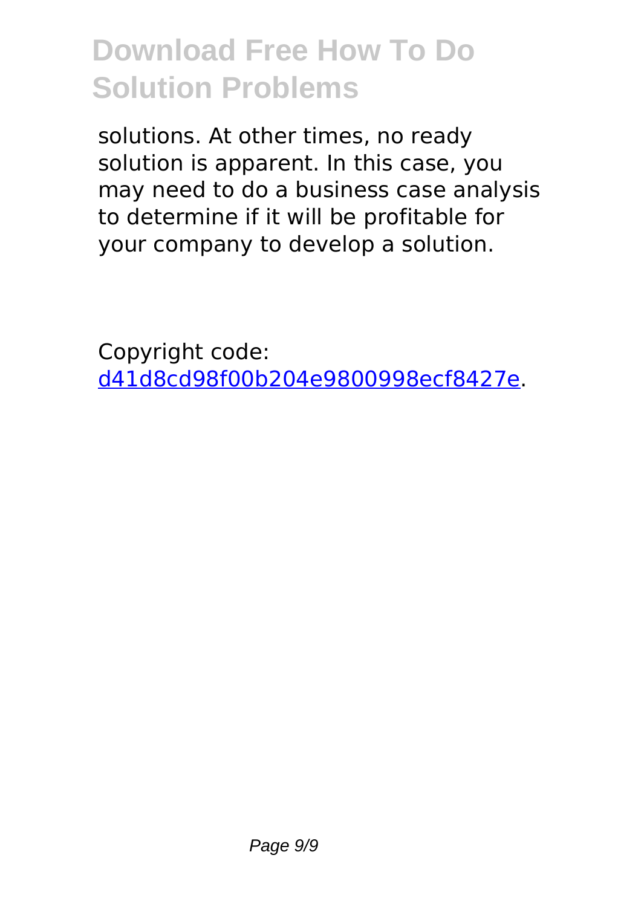solutions. At other times, no ready solution is apparent. In this case, you may need to do a business case analysis to determine if it will be profitable for your company to develop a solution.

Copyright code: d41d8cd98f00b204e9800998ecf8427e.